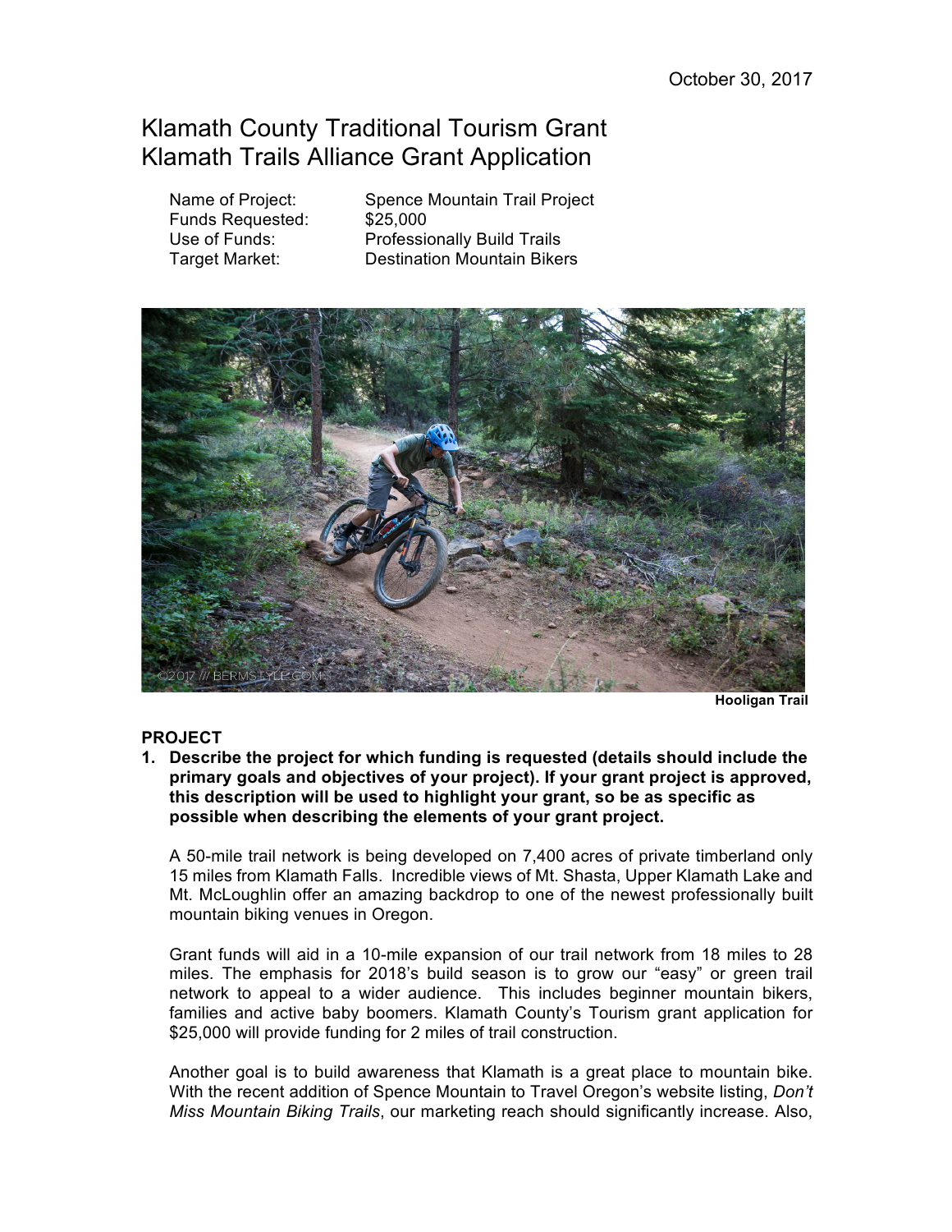October 30, 2017

# Klamath County Traditional Tourism Grant
# Klamath Trails Alliance Grant Application

| | |
|---|---|
| Name of Project: | Spence Mountain Trail Project |
| Funds Requested: | $25,000 |
| Use of Funds: | Professionally Build Trails |
| Target Market: | Destination Mountain Bikers |

**Hooligan Trail**

## PROJECT

1. **Describe the project for which funding is requested (details should include the primary goals and objectives of your project). If your grant project is approved, this description will be used to highlight your grant, so be as specific as possible when describing the elements of your grant project.**

   A 50-mile trail network is being developed on 7,400 acres of private timberland only 15 miles from Klamath Falls. Incredible views of Mt. Shasta, Upper Klamath Lake and Mt. McLoughlin offer an amazing backdrop to one of the newest professionally built mountain biking venues in Oregon.

   Grant funds will aid in a 10-mile expansion of our trail network from 18 miles to 28 miles. The emphasis for 2018's build season is to grow our "easy" or green trail network to appeal to a wider audience. This includes beginner mountain bikers, families and active baby boomers. Klamath County's Tourism grant application for $25,000 will provide funding for 2 miles of trail construction.

   Another goal is to build awareness that Klamath is a great place to mountain bike. With the recent addition of Spence Mountain to Travel Oregon's website listing, *Don't Miss Mountain Biking Trails*, our marketing reach should significantly increase. Also,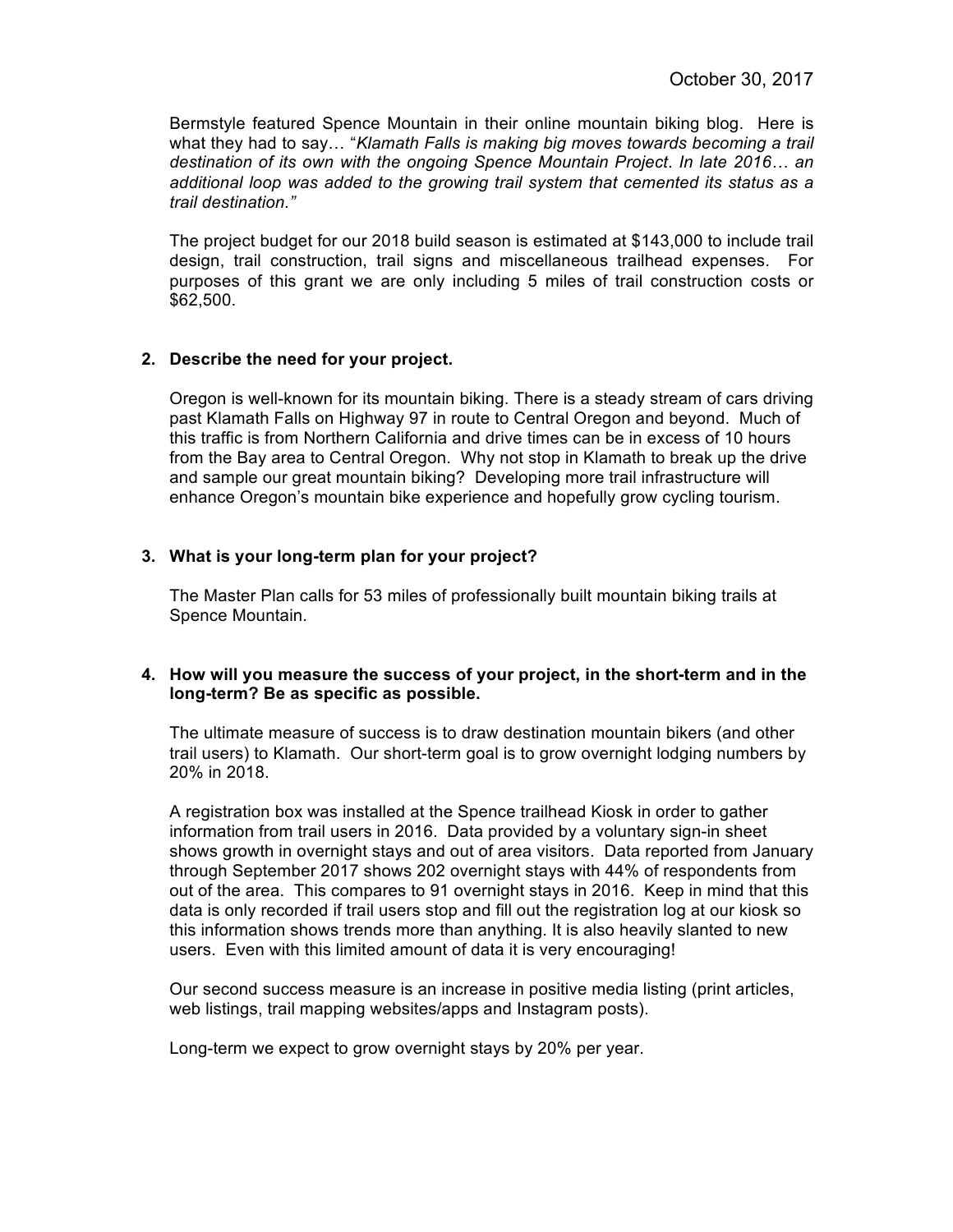October 30, 2017

Bermstyle featured Spence Mountain in their online mountain biking blog. Here is what they had to say… "*Klamath Falls is making big moves towards becoming a trail destination of its own with the ongoing Spence Mountain Project*. *In late 2016… an additional loop was added to the growing trail system that cemented its status as a trail destination.*"

The project budget for our 2018 build season is estimated at $143,000 to include trail design, trail construction, trail signs and miscellaneous trailhead expenses. For purposes of this grant we are only including 5 miles of trail construction costs or $62,500.

**2. Describe the need for your project.**

Oregon is well-known for its mountain biking. There is a steady stream of cars driving past Klamath Falls on Highway 97 in route to Central Oregon and beyond. Much of this traffic is from Northern California and drive times can be in excess of 10 hours from the Bay area to Central Oregon. Why not stop in Klamath to break up the drive and sample our great mountain biking? Developing more trail infrastructure will enhance Oregon's mountain bike experience and hopefully grow cycling tourism.

**3. What is your long-term plan for your project?**

The Master Plan calls for 53 miles of professionally built mountain biking trails at Spence Mountain.

**4. How will you measure the success of your project, in the short-term and in the long-term? Be as specific as possible.**

The ultimate measure of success is to draw destination mountain bikers (and other trail users) to Klamath. Our short-term goal is to grow overnight lodging numbers by 20% in 2018.

A registration box was installed at the Spence trailhead Kiosk in order to gather information from trail users in 2016. Data provided by a voluntary sign-in sheet shows growth in overnight stays and out of area visitors. Data reported from January through September 2017 shows 202 overnight stays with 44% of respondents from out of the area. This compares to 91 overnight stays in 2016. Keep in mind that this data is only recorded if trail users stop and fill out the registration log at our kiosk so this information shows trends more than anything. It is also heavily slanted to new users. Even with this limited amount of data it is very encouraging!

Our second success measure is an increase in positive media listing (print articles, web listings, trail mapping websites/apps and Instagram posts).

Long-term we expect to grow overnight stays by 20% per year.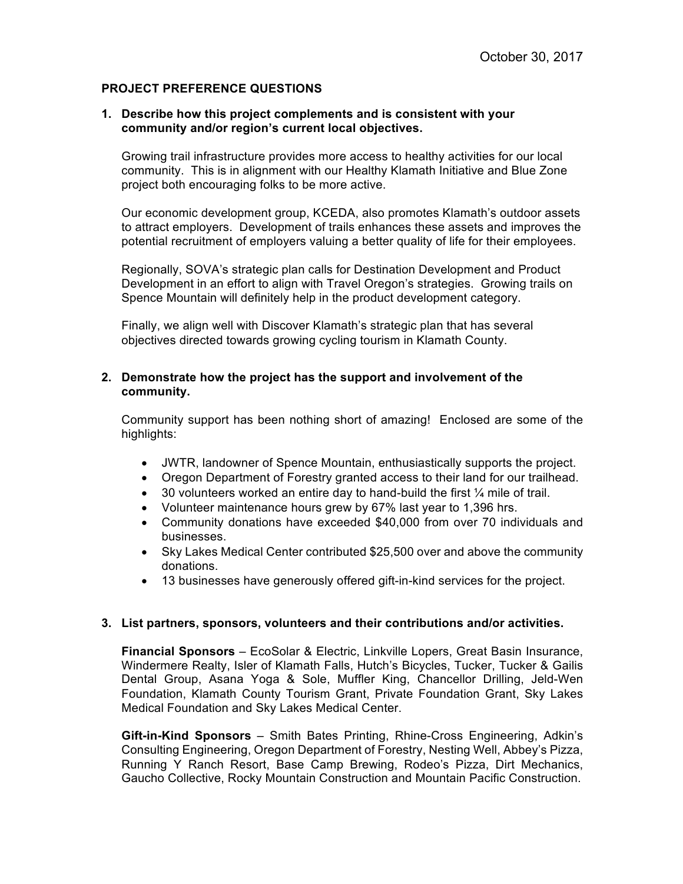October 30, 2017

**PROJECT PREFERENCE QUESTIONS**

**1. Describe how this project complements and is consistent with your community and/or region's current local objectives.**

Growing trail infrastructure provides more access to healthy activities for our local community. This is in alignment with our Healthy Klamath Initiative and Blue Zone project both encouraging folks to be more active.

Our economic development group, KCEDA, also promotes Klamath's outdoor assets to attract employers. Development of trails enhances these assets and improves the potential recruitment of employers valuing a better quality of life for their employees.

Regionally, SOVA's strategic plan calls for Destination Development and Product Development in an effort to align with Travel Oregon's strategies. Growing trails on Spence Mountain will definitely help in the product development category.

Finally, we align well with Discover Klamath's strategic plan that has several objectives directed towards growing cycling tourism in Klamath County.

**2. Demonstrate how the project has the support and involvement of the community.**

Community support has been nothing short of amazing! Enclosed are some of the highlights:

- JWTR, landowner of Spence Mountain, enthusiastically supports the project.
- Oregon Department of Forestry granted access to their land for our trailhead.
- 30 volunteers worked an entire day to hand-build the first ¼ mile of trail.
- Volunteer maintenance hours grew by 67% last year to 1,396 hrs.
- Community donations have exceeded $40,000 from over 70 individuals and businesses.
- Sky Lakes Medical Center contributed $25,500 over and above the community donations.
- 13 businesses have generously offered gift-in-kind services for the project.

**3. List partners, sponsors, volunteers and their contributions and/or activities.**

**Financial Sponsors** – EcoSolar & Electric, Linkville Lopers, Great Basin Insurance, Windermere Realty, Isler of Klamath Falls, Hutch's Bicycles, Tucker, Tucker & Gailis Dental Group, Asana Yoga & Sole, Muffler King, Chancellor Drilling, Jeld-Wen Foundation, Klamath County Tourism Grant, Private Foundation Grant, Sky Lakes Medical Foundation and Sky Lakes Medical Center.

**Gift-in-Kind Sponsors** – Smith Bates Printing, Rhine-Cross Engineering, Adkin's Consulting Engineering, Oregon Department of Forestry, Nesting Well, Abbey's Pizza, Running Y Ranch Resort, Base Camp Brewing, Rodeo's Pizza, Dirt Mechanics, Gaucho Collective, Rocky Mountain Construction and Mountain Pacific Construction.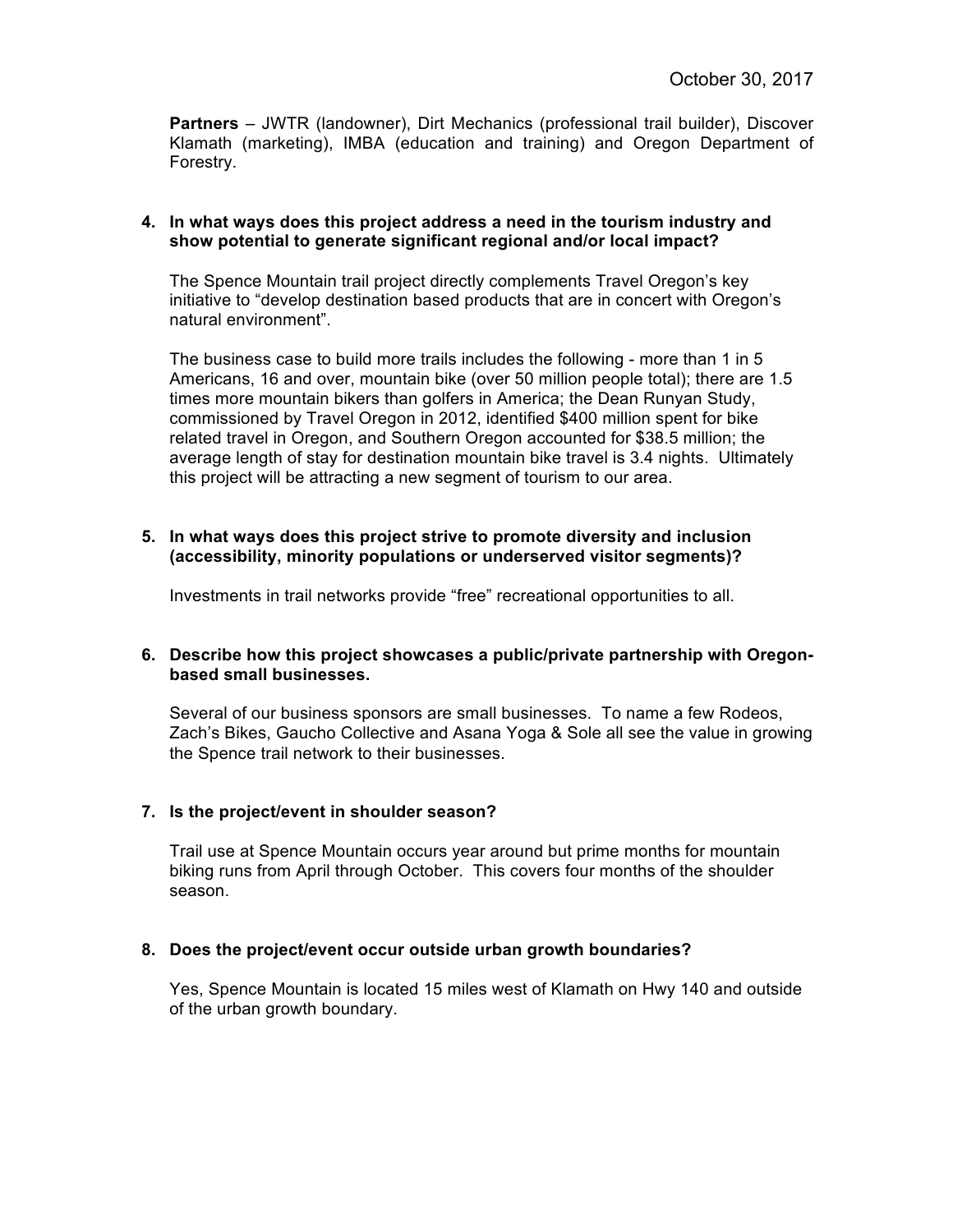October 30, 2017

**Partners** – JWTR (landowner), Dirt Mechanics (professional trail builder), Discover Klamath (marketing), IMBA (education and training) and Oregon Department of Forestry.

**4. In what ways does this project address a need in the tourism industry and show potential to generate significant regional and/or local impact?**

The Spence Mountain trail project directly complements Travel Oregon's key initiative to "develop destination based products that are in concert with Oregon's natural environment".

The business case to build more trails includes the following - more than 1 in 5 Americans, 16 and over, mountain bike (over 50 million people total); there are 1.5 times more mountain bikers than golfers in America; the Dean Runyan Study, commissioned by Travel Oregon in 2012, identified $400 million spent for bike related travel in Oregon, and Southern Oregon accounted for $38.5 million; the average length of stay for destination mountain bike travel is 3.4 nights. Ultimately this project will be attracting a new segment of tourism to our area.

**5. In what ways does this project strive to promote diversity and inclusion (accessibility, minority populations or underserved visitor segments)?**

Investments in trail networks provide "free" recreational opportunities to all.

**6. Describe how this project showcases a public/private partnership with Oregon-based small businesses.**

Several of our business sponsors are small businesses. To name a few Rodeos, Zach's Bikes, Gaucho Collective and Asana Yoga & Sole all see the value in growing the Spence trail network to their businesses.

**7. Is the project/event in shoulder season?**

Trail use at Spence Mountain occurs year around but prime months for mountain biking runs from April through October. This covers four months of the shoulder season.

**8. Does the project/event occur outside urban growth boundaries?**

Yes, Spence Mountain is located 15 miles west of Klamath on Hwy 140 and outside of the urban growth boundary.